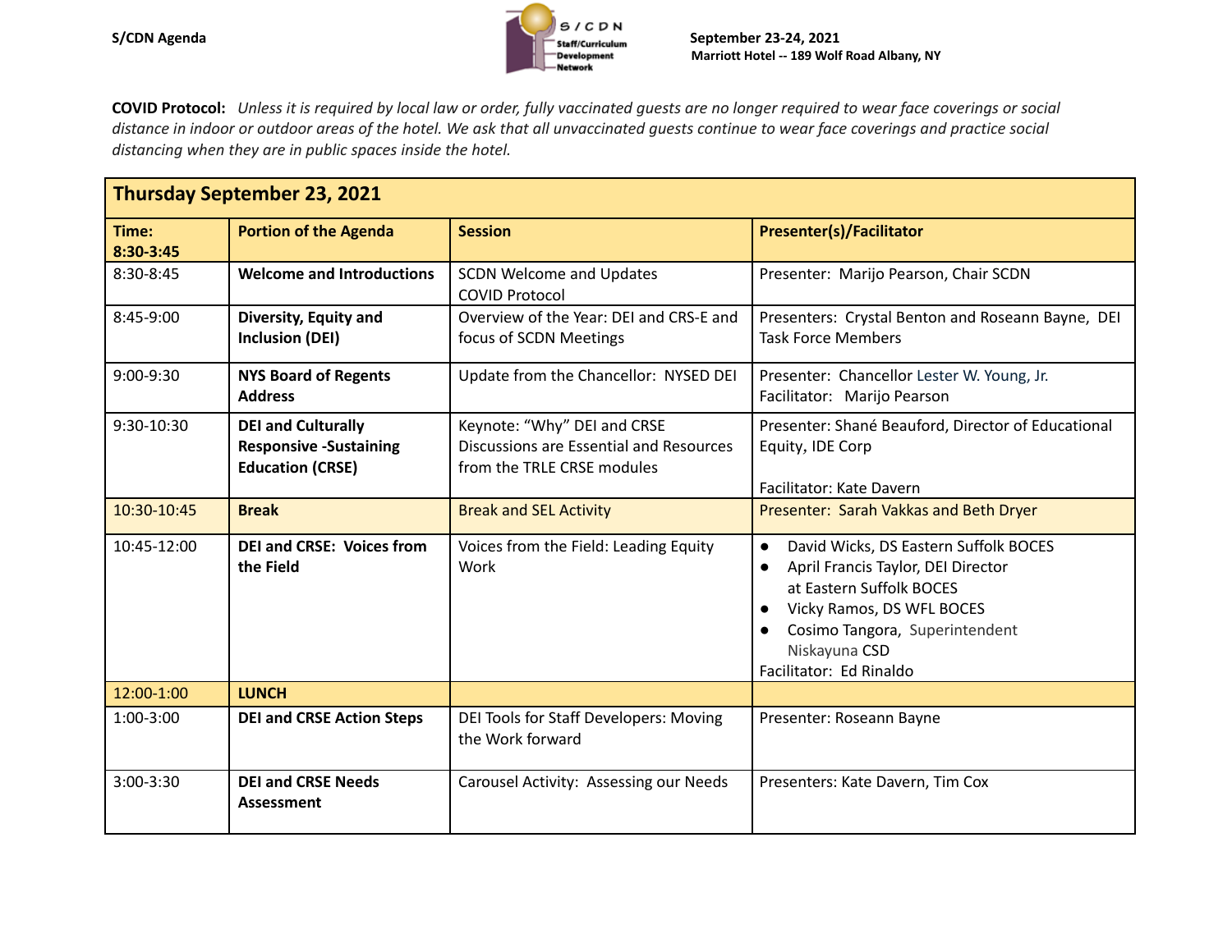**S/CDN Agenda**

S/CDN Staff/Curriculum Development Network

**September 23-24, 2021**
**Marriott Hotel -- 189 Wolf Road Albany, NY**

**COVID Protocol:** *Unless it is required by local law or order, fully vaccinated guests are no longer required to wear face coverings or social distance in indoor or outdoor areas of the hotel. We ask that all unvaccinated guests continue to wear face coverings and practice social distancing when they are in public spaces inside the hotel.*

## Thursday September 23, 2021

| Time: 8:30-3:45 | Portion of the Agenda | Session | Presenter(s)/Facilitator |
|---|---|---|---|
| 8:30-8:45 | **Welcome and Introductions** | SCDN Welcome and Updates<br>COVID Protocol | Presenter: Marijo Pearson, Chair SCDN |
| 8:45-9:00 | **Diversity, Equity and Inclusion (DEI)** | Overview of the Year: DEI and CRS-E and focus of SCDN Meetings | Presenters: Crystal Benton and Roseann Bayne, DEI Task Force Members |
| 9:00-9:30 | **NYS Board of Regents Address** | Update from the Chancellor: NYSED DEI | Presenter: Chancellor Lester W. Young, Jr.<br>Facilitator: Marijo Pearson |
| 9:30-10:30 | **DEI and Culturally Responsive -Sustaining Education (CRSE)** | Keynote: "Why" DEI and CRSE Discussions are Essential and Resources from the TRLE CRSE modules | Presenter: Shané Beauford, Director of Educational Equity, IDE Corp<br><br>Facilitator: Kate Davern |
| 10:30-10:45 | **Break** | Break and SEL Activity | Presenter: Sarah Vakkas and Beth Dryer |
| 10:45-12:00 | **DEI and CRSE: Voices from the Field** | Voices from the Field: Leading Equity Work | • David Wicks, DS Eastern Suffolk BOCES<br>• April Francis Taylor, DEI Director at Eastern Suffolk BOCES<br>• Vicky Ramos, DS WFL BOCES<br>• Cosimo Tangora, Superintendent Niskayuna CSD<br>Facilitator: Ed Rinaldo |
| 12:00-1:00 | **LUNCH** | | |
| 1:00-3:00 | **DEI and CRSE Action Steps** | DEI Tools for Staff Developers: Moving the Work forward | Presenter: Roseann Bayne |
| 3:00-3:30 | **DEI and CRSE Needs Assessment** | Carousel Activity: Assessing our Needs | Presenters: Kate Davern, Tim Cox |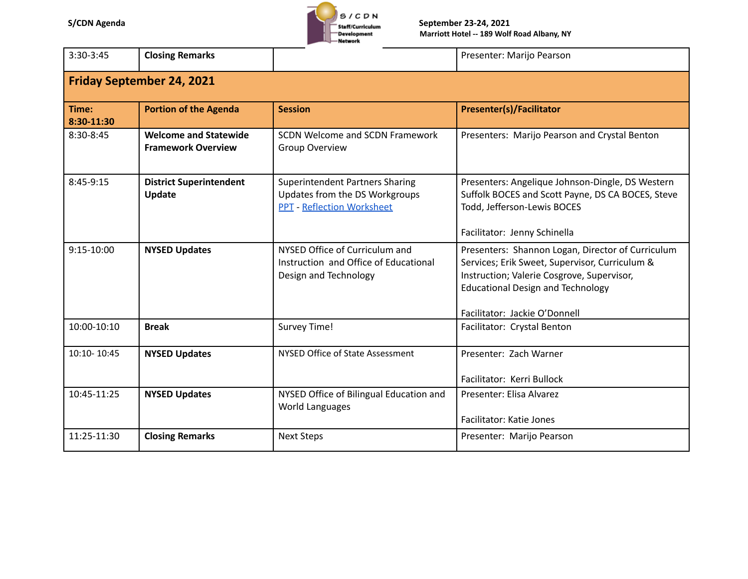| | | | |
|---|---|---|---|
| 3:30-3:45 | **Closing Remarks** | | Presenter: Marijo Pearson |

## Friday September 24, 2021

| Time: 8:30-11:30 | Portion of the Agenda | Session | Presenter(s)/Facilitator |
|---|---|---|---|
| 8:30-8:45 | **Welcome and Statewide Framework Overview** | SCDN Welcome and SCDN Framework Group Overview | Presenters: Marijo Pearson and Crystal Benton |
| 8:45-9:15 | **District Superintendent Update** | Superintendent Partners Sharing Updates from the DS Workgroups PPT - Reflection Worksheet | Presenters: Angelique Johnson-Dingle, DS Western Suffolk BOCES and Scott Payne, DS CA BOCES, Steve Todd, Jefferson-Lewis BOCES<br><br>Facilitator: Jenny Schinella |
| 9:15-10:00 | **NYSED Updates** | NYSED Office of Curriculum and Instruction and Office of Educational Design and Technology | Presenters: Shannon Logan, Director of Curriculum Services; Erik Sweet, Supervisor, Curriculum & Instruction; Valerie Cosgrove, Supervisor, Educational Design and Technology<br><br>Facilitator: Jackie O'Donnell |
| 10:00-10:10 | **Break** | Survey Time! | Facilitator: Crystal Benton |
| 10:10- 10:45 | **NYSED Updates** | NYSED Office of State Assessment | Presenter: Zach Warner<br><br>Facilitator: Kerri Bullock |
| 10:45-11:25 | **NYSED Updates** | NYSED Office of Bilingual Education and World Languages | Presenter: Elisa Alvarez<br><br>Facilitator: Katie Jones |
| 11:25-11:30 | **Closing Remarks** | Next Steps | Presenter: Marijo Pearson |